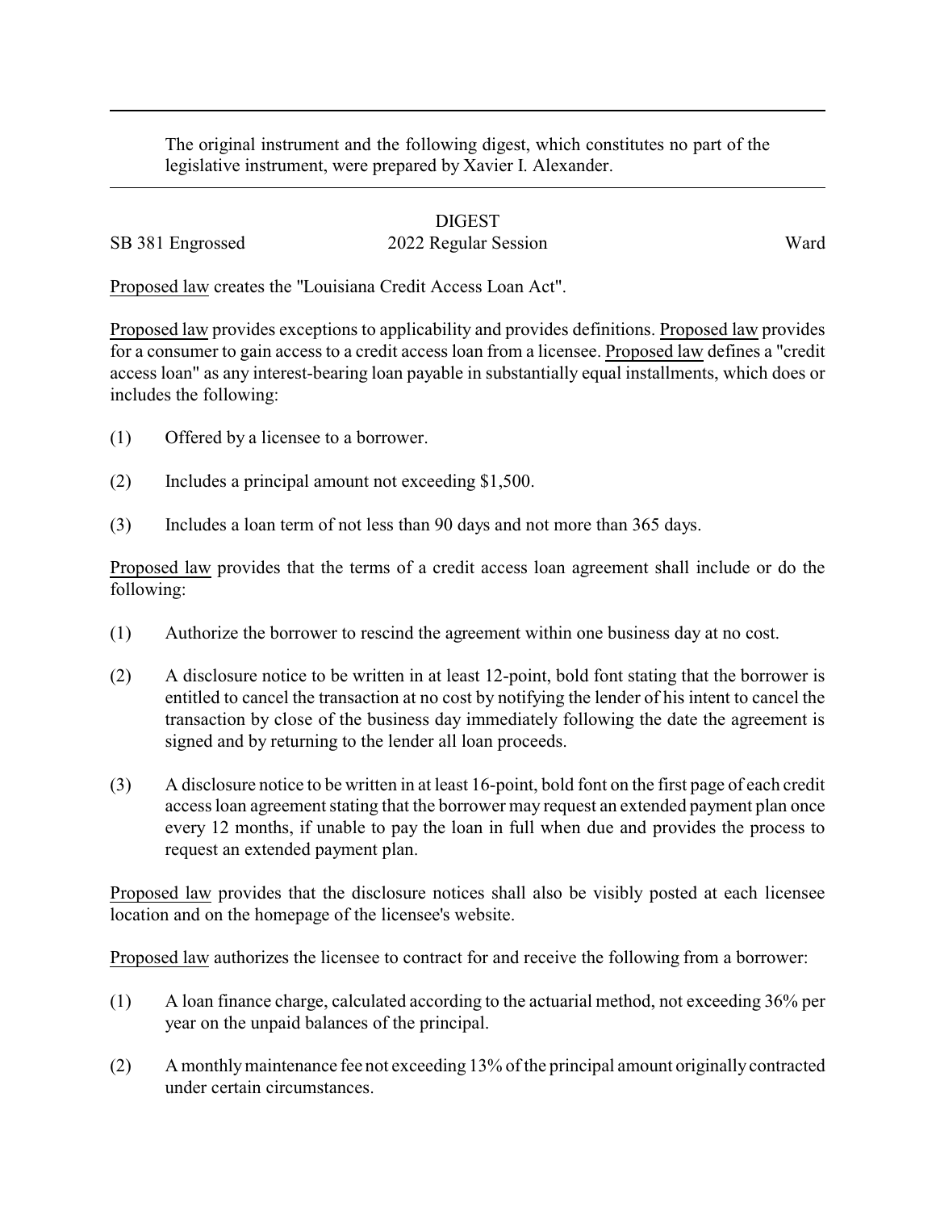The original instrument and the following digest, which constitutes no part of the legislative instrument, were prepared by Xavier I. Alexander.

---

DIGEST

SB 381 Engrossed — 2022 Regular Session — Ward

Proposed law creates the "Louisiana Credit Access Loan Act".

Proposed law provides exceptions to applicability and provides definitions. Proposed law provides for a consumer to gain access to a credit access loan from a licensee. Proposed law defines a "credit access loan" as any interest-bearing loan payable in substantially equal installments, which does or includes the following:

(1) Offered by a licensee to a borrower.

(2) Includes a principal amount not exceeding $1,500.

(3) Includes a loan term of not less than 90 days and not more than 365 days.

Proposed law provides that the terms of a credit access loan agreement shall include or do the following:

(1) Authorize the borrower to rescind the agreement within one business day at no cost.

(2) A disclosure notice to be written in at least 12-point, bold font stating that the borrower is entitled to cancel the transaction at no cost by notifying the lender of his intent to cancel the transaction by close of the business day immediately following the date the agreement is signed and by returning to the lender all loan proceeds.

(3) A disclosure notice to be written in at least 16-point, bold font on the first page of each credit access loan agreement stating that the borrower may request an extended payment plan once every 12 months, if unable to pay the loan in full when due and provides the process to request an extended payment plan.

Proposed law provides that the disclosure notices shall also be visibly posted at each licensee location and on the homepage of the licensee's website.

Proposed law authorizes the licensee to contract for and receive the following from a borrower:

(1) A loan finance charge, calculated according to the actuarial method, not exceeding 36% per year on the unpaid balances of the principal.

(2) A monthly maintenance fee not exceeding 13% of the principal amount originally contracted under certain circumstances.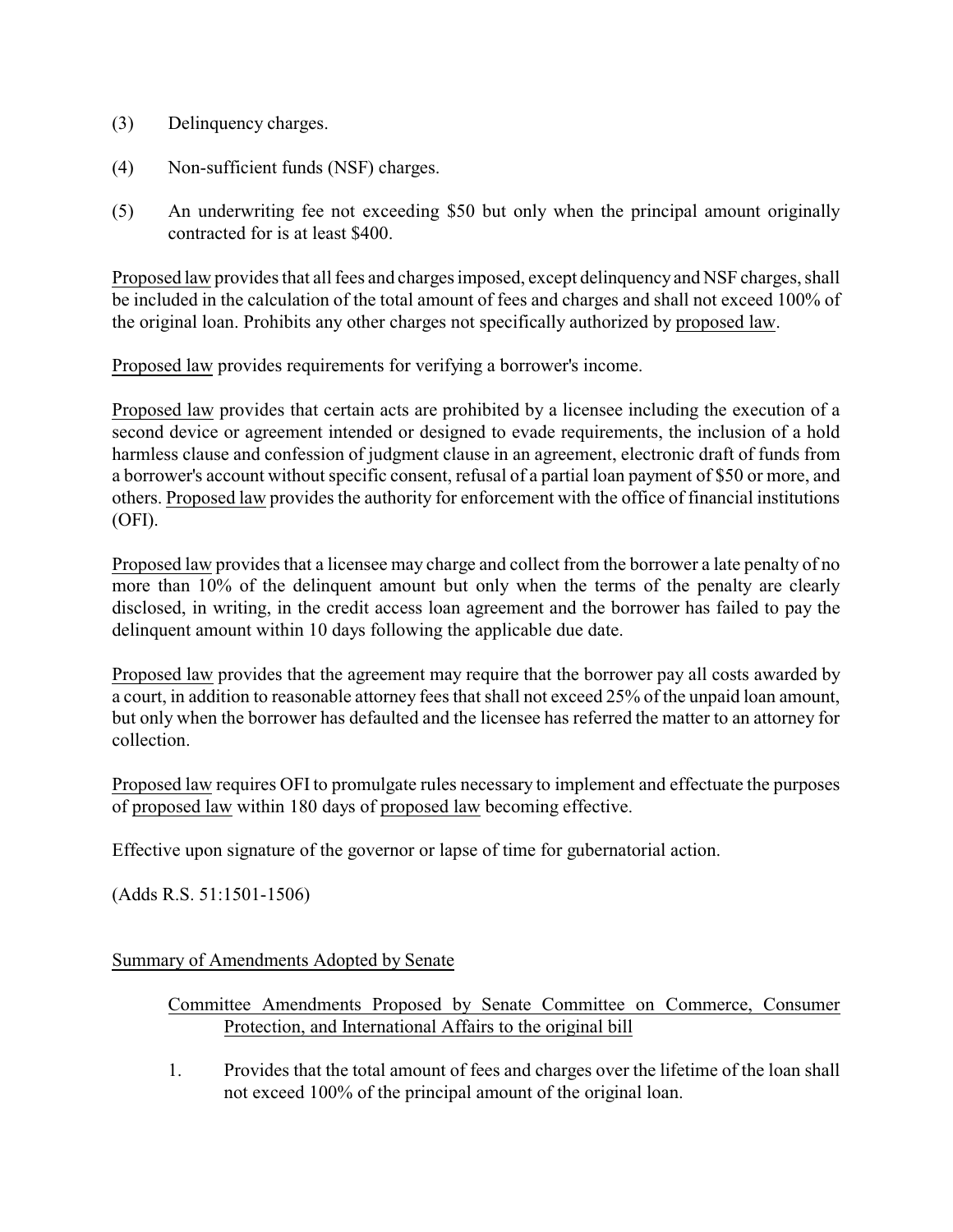(3) Delinquency charges.

(4) Non-sufficient funds (NSF) charges.

(5) An underwriting fee not exceeding $50 but only when the principal amount originally contracted for is at least $400.

Proposed law provides that all fees and charges imposed, except delinquency and NSF charges, shall be included in the calculation of the total amount of fees and charges and shall not exceed 100% of the original loan. Prohibits any other charges not specifically authorized by proposed law.

Proposed law provides requirements for verifying a borrower's income.

Proposed law provides that certain acts are prohibited by a licensee including the execution of a second device or agreement intended or designed to evade requirements, the inclusion of a hold harmless clause and confession of judgment clause in an agreement, electronic draft of funds from a borrower's account without specific consent, refusal of a partial loan payment of $50 or more, and others. Proposed law provides the authority for enforcement with the office of financial institutions (OFI).

Proposed law provides that a licensee may charge and collect from the borrower a late penalty of no more than 10% of the delinquent amount but only when the terms of the penalty are clearly disclosed, in writing, in the credit access loan agreement and the borrower has failed to pay the delinquent amount within 10 days following the applicable due date.

Proposed law provides that the agreement may require that the borrower pay all costs awarded by a court, in addition to reasonable attorney fees that shall not exceed 25% of the unpaid loan amount, but only when the borrower has defaulted and the licensee has referred the matter to an attorney for collection.

Proposed law requires OFI to promulgate rules necessary to implement and effectuate the purposes of proposed law within 180 days of proposed law becoming effective.

Effective upon signature of the governor or lapse of time for gubernatorial action.

(Adds R.S. 51:1501-1506)

Summary of Amendments Adopted by Senate

Committee Amendments Proposed by Senate Committee on Commerce, Consumer Protection, and International Affairs to the original bill

1. Provides that the total amount of fees and charges over the lifetime of the loan shall not exceed 100% of the principal amount of the original loan.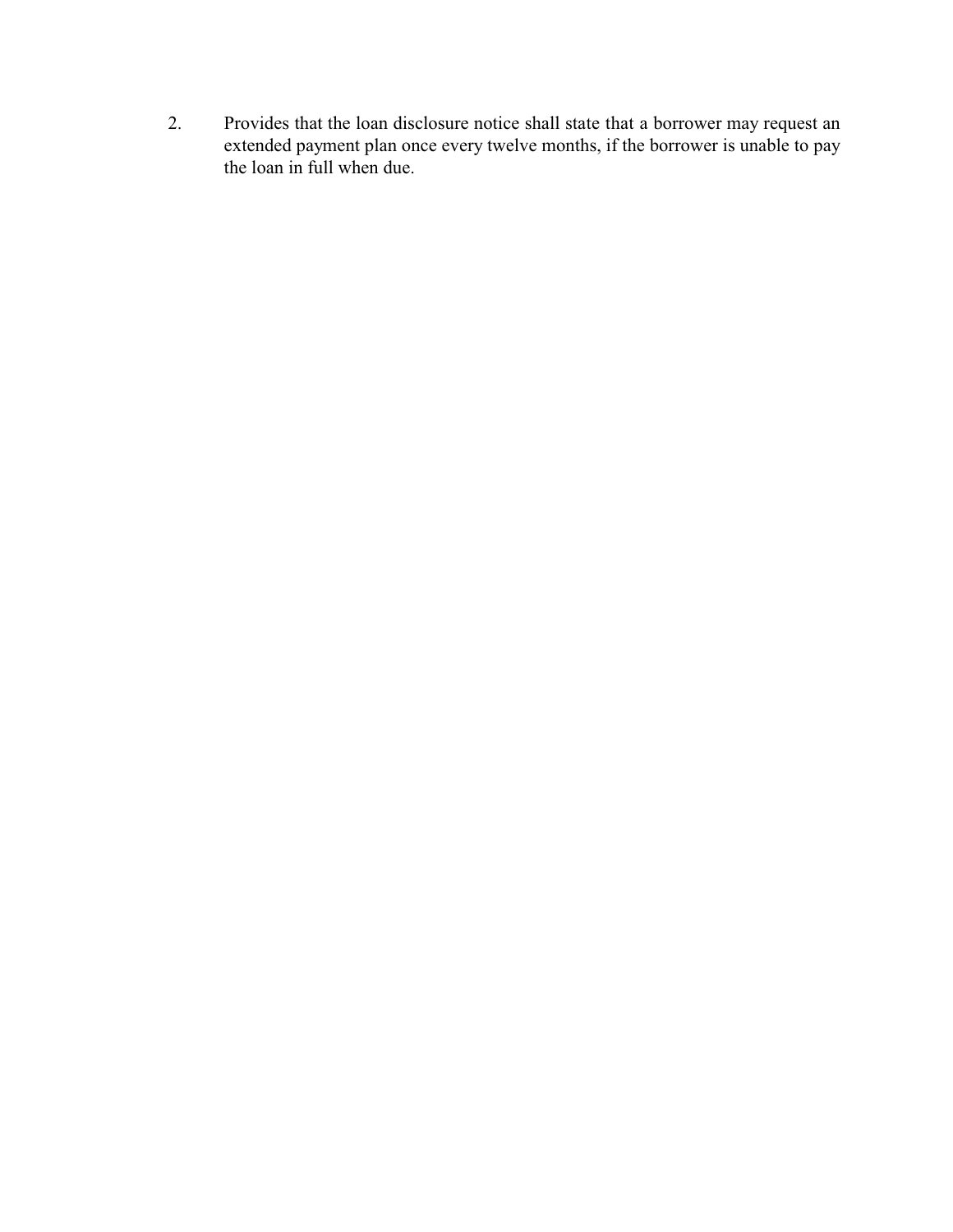2. Provides that the loan disclosure notice shall state that a borrower may request an extended payment plan once every twelve months, if the borrower is unable to pay the loan in full when due.